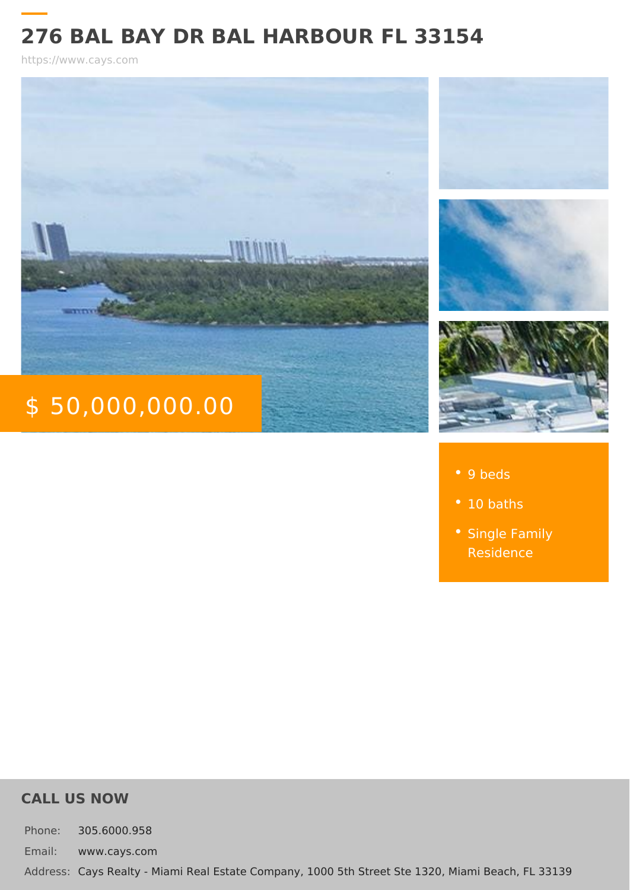# 276 BAL BAY DR BAL HARBOUR FL 33154

https://www.cays.com

$ 50,000,000.00

- 9 beds
- 10 baths
- Single Family Residence

## CALL US NOW

| | |
|---|---|
| Phone: | 305.6000.958 |
| Email: | www.cays.com |
| Address: | Cays Realty - Miami Real Estate Company, 1000 5th Street Ste 1320, Miami Beach, FL 33139 |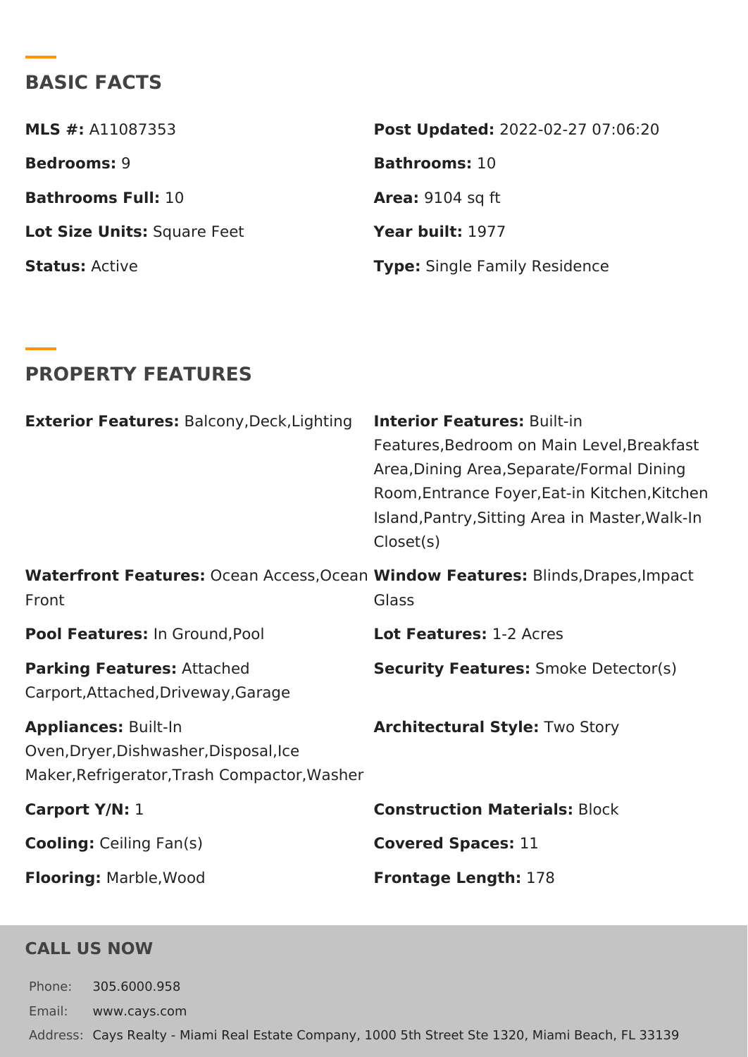## BASIC FACTS

**MLS #:** A11087353

**Post Updated:** 2022-02-27 07:06:20

**Bedrooms:** 9

**Bathrooms:** 10

**Bathrooms Full:** 10

**Area:** 9104 sq ft

**Lot Size Units:** Square Feet

**Year built:** 1977

**Status:** Active

**Type:** Single Family Residence

## PROPERTY FEATURES

**Exterior Features:** Balcony,Deck,Lighting

**Interior Features:** Built-in Features,Bedroom on Main Level,Breakfast Area,Dining Area,Separate/Formal Dining Room,Entrance Foyer,Eat-in Kitchen,Kitchen Island,Pantry,Sitting Area in Master,Walk-In Closet(s)

**Waterfront Features:** Ocean Access,Ocean Front

**Window Features:** Blinds,Drapes,Impact Glass

**Pool Features:** In Ground,Pool

**Lot Features:** 1-2 Acres

**Parking Features:** Attached Carport,Attached,Driveway,Garage

**Security Features:** Smoke Detector(s)

**Appliances:** Built-In Oven,Dryer,Dishwasher,Disposal,Ice Maker,Refrigerator,Trash Compactor,Washer

**Architectural Style:** Two Story

**Carport Y/N:** 1

**Construction Materials:** Block

**Cooling:** Ceiling Fan(s)

**Covered Spaces:** 11

**Flooring:** Marble,Wood

**Frontage Length:** 178

## CALL US NOW

Phone: 305.6000.958

Email: www.cays.com

Address: Cays Realty - Miami Real Estate Company, 1000 5th Street Ste 1320, Miami Beach, FL 33139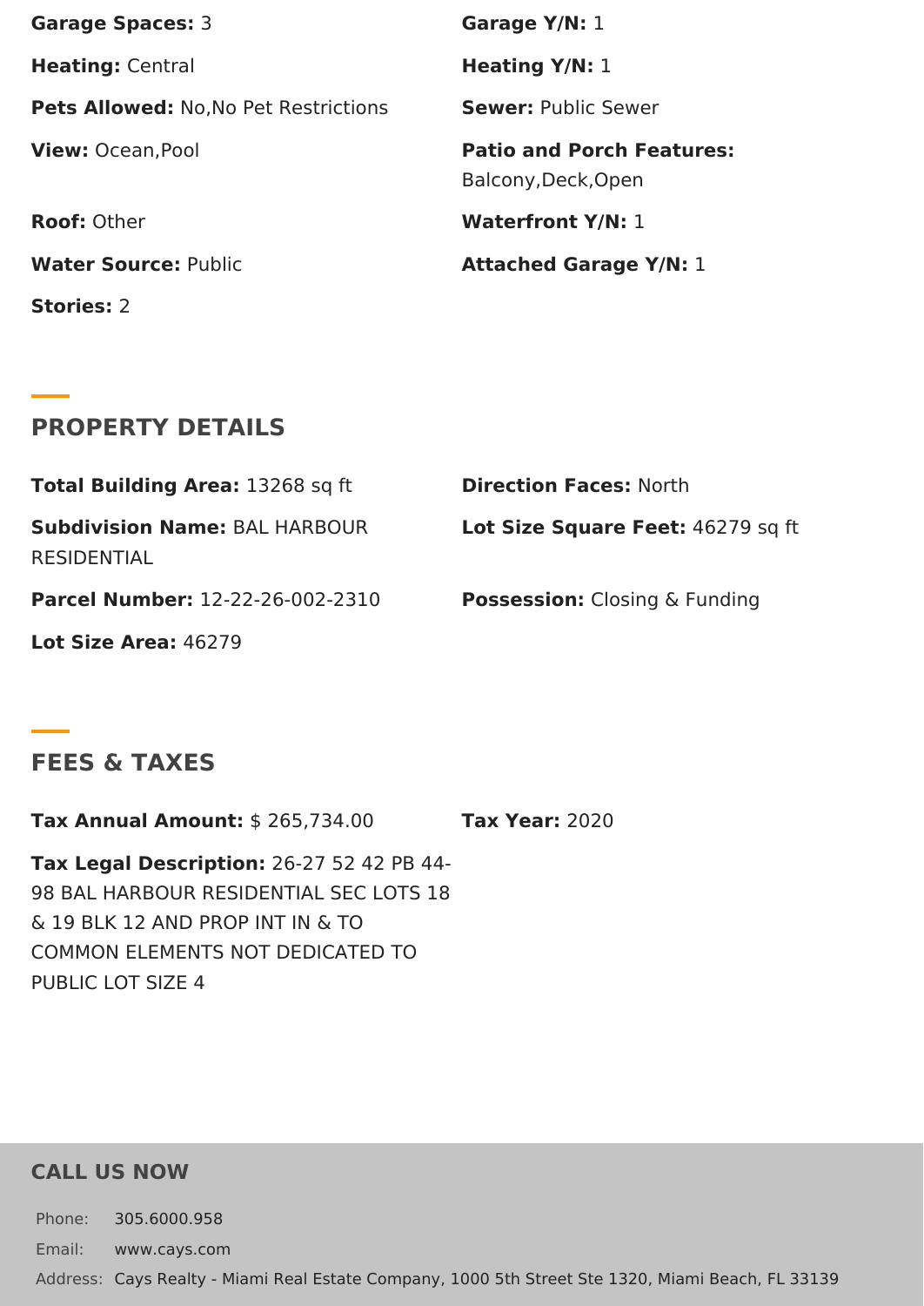**Garage Spaces:** 3

**Garage Y/N:** 1

**Heating:** Central

**Heating Y/N:** 1

**Pets Allowed:** No,No Pet Restrictions

**Sewer:** Public Sewer

**View:** Ocean,Pool

**Patio and Porch Features:** Balcony,Deck,Open

**Roof:** Other

**Waterfront Y/N:** 1

**Water Source:** Public

**Attached Garage Y/N:** 1

**Stories:** 2

## PROPERTY DETAILS

**Total Building Area:** 13268 sq ft

**Direction Faces:** North

**Subdivision Name:** BAL HARBOUR RESIDENTIAL

**Lot Size Square Feet:** 46279 sq ft

**Parcel Number:** 12-22-26-002-2310

**Possession:** Closing & Funding

**Lot Size Area:** 46279

## FEES & TAXES

**Tax Annual Amount:** $ 265,734.00

**Tax Year:** 2020

**Tax Legal Description:** 26-27 52 42 PB 44-98 BAL HARBOUR RESIDENTIAL SEC LOTS 18 & 19 BLK 12 AND PROP INT IN & TO COMMON ELEMENTS NOT DEDICATED TO PUBLIC LOT SIZE 4

## CALL US NOW

| | |
|---|---|
| Phone: | 305.6000.958 |
| Email: | www.cays.com |
| Address: | Cays Realty - Miami Real Estate Company, 1000 5th Street Ste 1320, Miami Beach, FL 33139 |